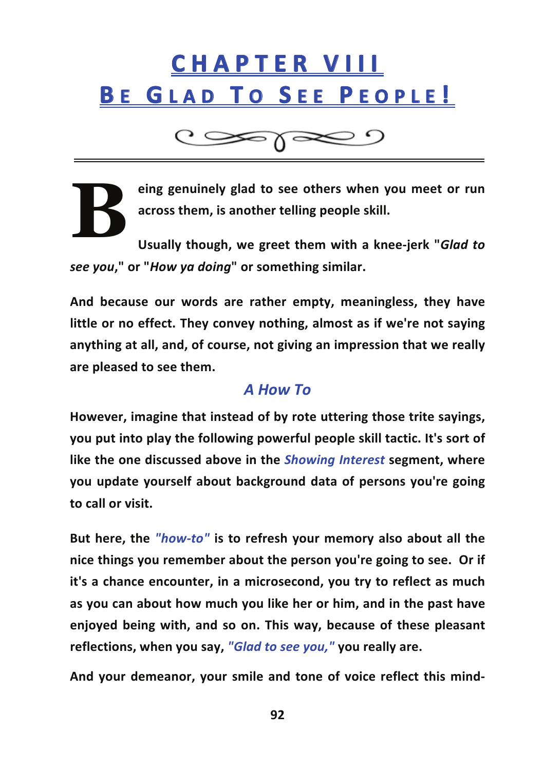# CHAPTER VIII
# Be Glad To See People!

**Being genuinely glad to see others when you meet or run across them, is another telling people skill.**

**Usually though, we greet them with a knee-jerk "*Glad to see you*," or "*How ya doing*" or something similar.**

**And because our words are rather empty, meaningless, they have little or no effect. They convey nothing, almost as if we're not saying anything at all, and, of course, not giving an impression that we really are pleased to see them.**

## *A How To*

**However, imagine that instead of by rote uttering those trite sayings, you put into play the following powerful people skill tactic. It's sort of like the one discussed above in the *Showing Interest* segment, where you update yourself about background data of persons you're going to call or visit.**

**But here, the *"how-to"* is to refresh your memory also about all the nice things you remember about the person you're going to see. Or if it's a chance encounter, in a microsecond, you try to reflect as much as you can about how much you like her or him, and in the past have enjoyed being with, and so on. This way, because of these pleasant reflections, when you say, *"Glad to see you,"* you really are.**

**And your demeanor, your smile and tone of voice reflect this mind-**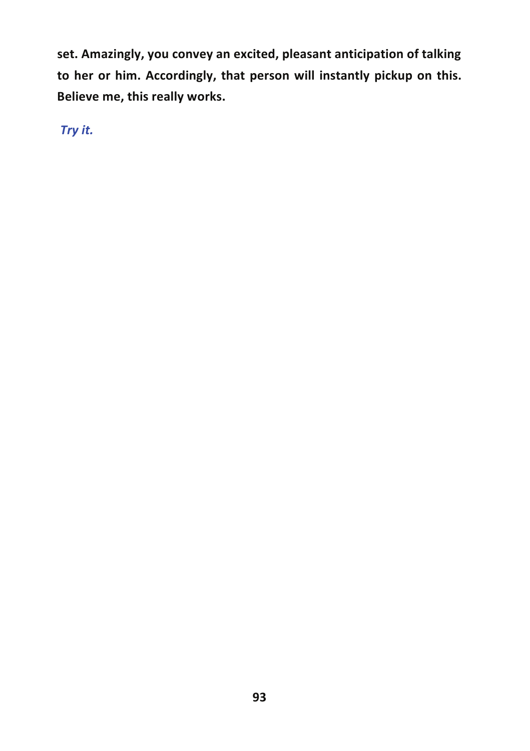**set. Amazingly, you convey an excited, pleasant anticipation of talking to her or him. Accordingly, that person will instantly pickup on this. Believe me, this really works.**

***Try it.***